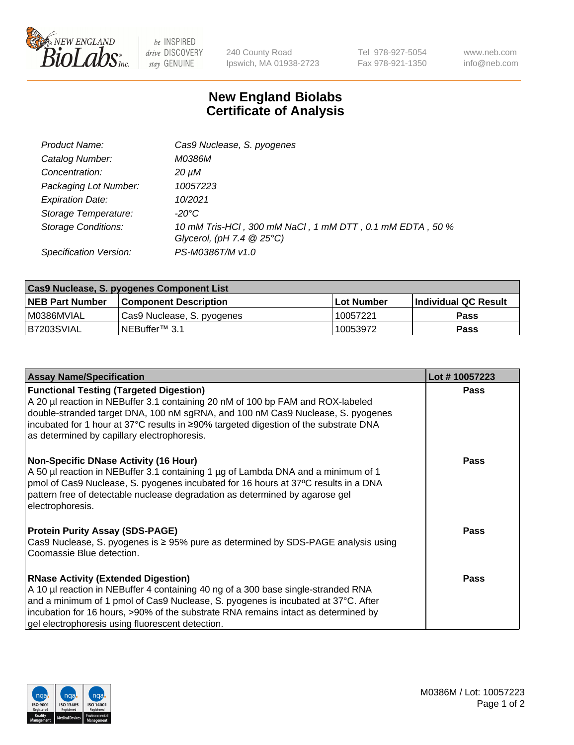# New England Biolabs Certificate of Analysis

| | |
|---|---|
| *Product Name:* | *Cas9 Nuclease, S. pyogenes* |
| *Catalog Number:* | *M0386M* |
| *Concentration:* | *20 µM* |
| *Packaging Lot Number:* | *10057223* |
| *Expiration Date:* | *10/2021* |
| *Storage Temperature:* | *-20°C* |
| *Storage Conditions:* | *10 mM Tris-HCl , 300 mM NaCl , 1 mM DTT , 0.1 mM EDTA , 50 % Glycerol, (pH 7.4 @ 25°C)* |
| *Specification Version:* | *PS-M0386T/M v1.0* |

| **Cas9 Nuclease, S. pyogenes Component List** | | | |
|---|---|---|---|
| **NEB Part Number** | **Component Description** | **Lot Number** | **Individual QC Result** |
| M0386MVIAL | Cas9 Nuclease, S. pyogenes | 10057221 | **Pass** |
| B7203SVIAL | NEBuffer™ 3.1 | 10053972 | **Pass** |

| **Assay Name/Specification** | **Lot # 10057223** |
|---|---|
| **Functional Testing (Targeted Digestion)**<br>A 20 µl reaction in NEBuffer 3.1 containing 20 nM of 100 bp FAM and ROX-labeled double-stranded target DNA, 100 nM sgRNA, and 100 nM Cas9 Nuclease, S. pyogenes incubated for 1 hour at 37°C results in ≥90% targeted digestion of the substrate DNA as determined by capillary electrophoresis. | **Pass** |
| **Non-Specific DNase Activity (16 Hour)**<br>A 50 µl reaction in NEBuffer 3.1 containing 1 µg of Lambda DNA and a minimum of 1 pmol of Cas9 Nuclease, S. pyogenes incubated for 16 hours at 37ºC results in a DNA pattern free of detectable nuclease degradation as determined by agarose gel electrophoresis. | **Pass** |
| **Protein Purity Assay (SDS-PAGE)**<br>Cas9 Nuclease, S. pyogenes is ≥ 95% pure as determined by SDS-PAGE analysis using Coomassie Blue detection. | **Pass** |
| **RNase Activity (Extended Digestion)**<br>A 10 µl reaction in NEBuffer 4 containing 40 ng of a 300 base single-stranded RNA and a minimum of 1 pmol of Cas9 Nuclease, S. pyogenes is incubated at 37°C. After incubation for 16 hours, >90% of the substrate RNA remains intact as determined by gel electrophoresis using fluorescent detection. | **Pass** |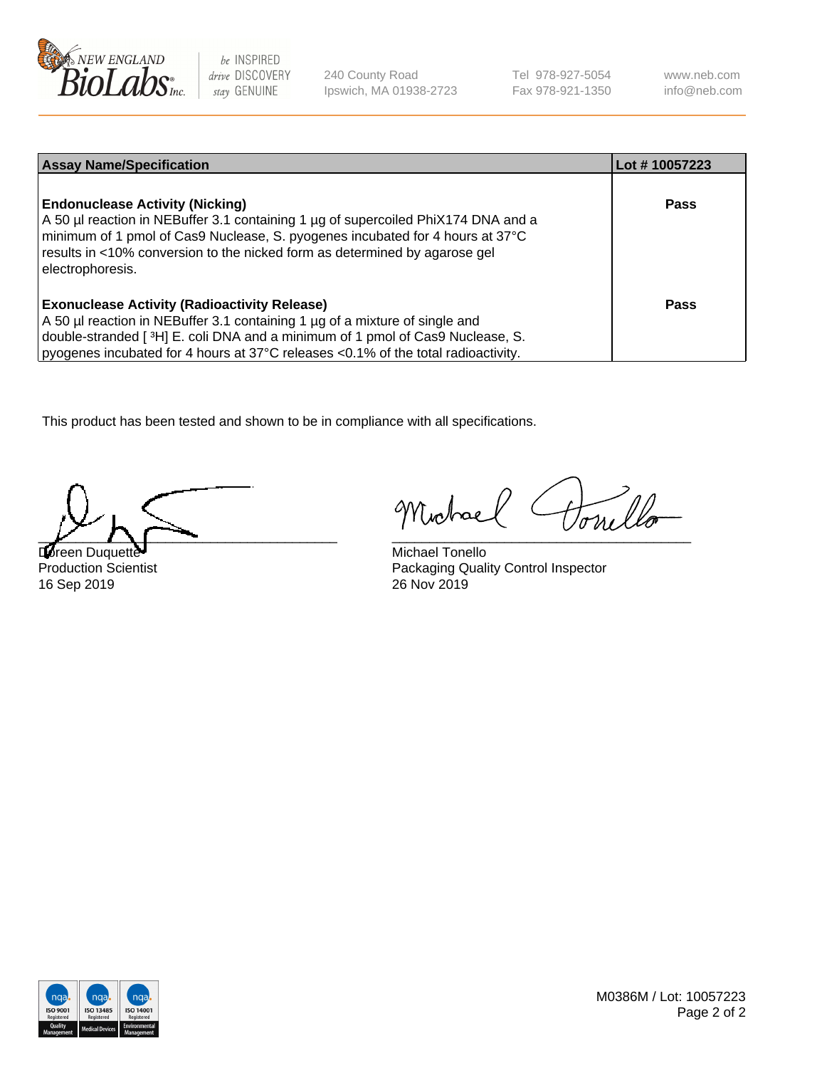NEW ENGLAND BioLabs Inc. — be INSPIRED drive DISCOVERY stay GENUINE

240 County Road
Ipswich, MA 01938-2723

Tel 978-927-5054
Fax 978-921-1350

www.neb.com
info@neb.com

| Assay Name/Specification | Lot # 10057223 |
| --- | --- |
| **Endonuclease Activity (Nicking)**<br>A 50 µl reaction in NEBuffer 3.1 containing 1 µg of supercoiled PhiX174 DNA and a minimum of 1 pmol of Cas9 Nuclease, S. pyogenes incubated for 4 hours at 37°C results in <10% conversion to the nicked form as determined by agarose gel electrophoresis. | **Pass** |
| **Exonuclease Activity (Radioactivity Release)**<br>A 50 µl reaction in NEBuffer 3.1 containing 1 µg of a mixture of single and double-stranded [ $^3$H] E. coli DNA and a minimum of 1 pmol of Cas9 Nuclease, S. pyogenes incubated for 4 hours at 37°C releases <0.1% of the total radioactivity. | **Pass** |

This product has been tested and shown to be in compliance with all specifications.

Doreen Duquette
Production Scientist
16 Sep 2019

Michael Tonello
Packaging Quality Control Inspector
26 Nov 2019

M0386M / Lot: 10057223